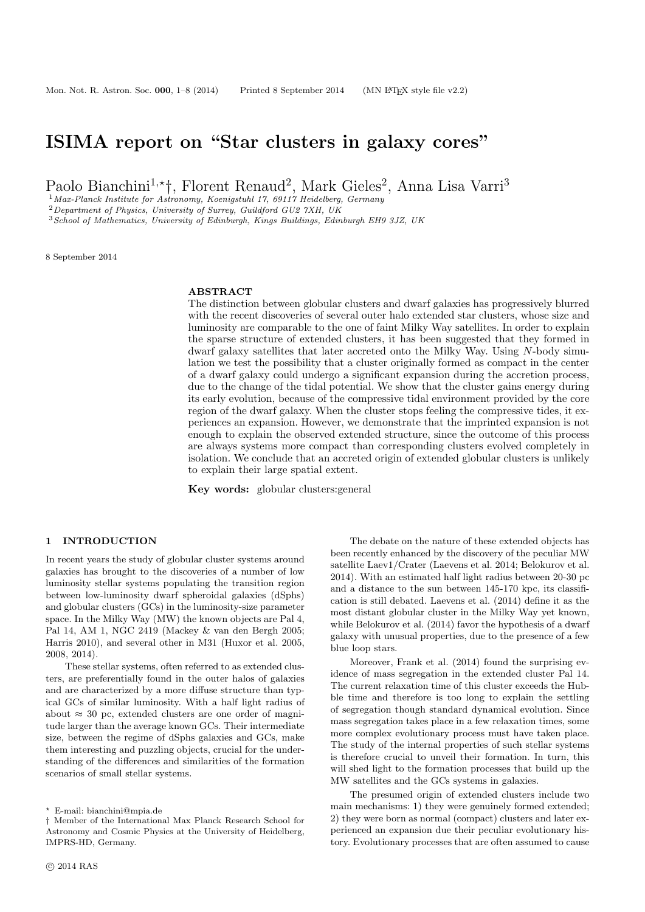# ISIMA report on "Star clusters in galaxy cores"

Paolo Bianchini[1,⋆]†, Florent Renaud[2], Mark Gieles[2], Anna Lisa Varri[3]

[1] *Max-Planck Institute for Astronomy, Koenigstuhl 17, 69117 Heidelberg, Germany*
[2] *Department of Physics, University of Surrey, Guildford GU2 7XH, UK*
[3] *School of Mathematics, University of Edinburgh, Kings Buildings, Edinburgh EH9 3JZ, UK*

8 September 2014

## ABSTRACT

The distinction between globular clusters and dwarf galaxies has progressively blurred with the recent discoveries of several outer halo extended star clusters, whose size and luminosity are comparable to the one of faint Milky Way satellites. In order to explain the sparse structure of extended clusters, it has been suggested that they formed in dwarf galaxy satellites that later accreted onto the Milky Way. Using $N$-body simulation we test the possibility that a cluster originally formed as compact in the center of a dwarf galaxy could undergo a significant expansion during the accretion process, due to the change of the tidal potential. We show that the cluster gains energy during its early evolution, because of the compressive tidal environment provided by the core region of the dwarf galaxy. When the cluster stops feeling the compressive tides, it experiences an expansion. However, we demonstrate that the imprinted expansion is not enough to explain the observed extended structure, since the outcome of this process are always systems more compact than corresponding clusters evolved completely in isolation. We conclude that an accreted origin of extended globular clusters is unlikely to explain their large spatial extent.

**Key words:** globular clusters:general

## 1 INTRODUCTION

In recent years the study of globular cluster systems around galaxies has brought to the discoveries of a number of low luminosity stellar systems populating the transition region between low-luminosity dwarf spheroidal galaxies (dSphs) and globular clusters (GCs) in the luminosity-size parameter space. In the Milky Way (MW) the known objects are Pal 4, Pal 14, AM 1, NGC 2419 (Mackey & van den Bergh 2005; Harris 2010), and several other in M31 (Huxor et al. 2005, 2008, 2014).

These stellar systems, often referred to as extended clusters, are preferentially found in the outer halos of galaxies and are characterized by a more diffuse structure than typical GCs of similar luminosity. With a half light radius of about $\approx 30$ pc, extended clusters are one order of magnitude larger than the average known GCs. Their intermediate size, between the regime of dSphs galaxies and GCs, make them interesting and puzzling objects, crucial for the understanding of the differences and similarities of the formation scenarios of small stellar systems.

The debate on the nature of these extended objects has been recently enhanced by the discovery of the peculiar MW satellite Laev1/Crater (Laevens et al. 2014; Belokurov et al. 2014). With an estimated half light radius between 20-30 pc and a distance to the sun between 145-170 kpc, its classification is still debated. Laevens et al. (2014) define it as the most distant globular cluster in the Milky Way yet known, while Belokurov et al. (2014) favor the hypothesis of a dwarf galaxy with unusual properties, due to the presence of a few blue loop stars.

Moreover, Frank et al. (2014) found the surprising evidence of mass segregation in the extended cluster Pal 14. The current relaxation time of this cluster exceeds the Hubble time and therefore is too long to explain the settling of segregation though standard dynamical evolution. Since mass segregation takes place in a few relaxation times, some more complex evolutionary process must have taken place. The study of the internal properties of such stellar systems is therefore crucial to unveil their formation. In turn, this will shed light to the formation processes that build up the MW satellites and the GCs systems in galaxies.

The presumed origin of extended clusters include two main mechanisms: 1) they were genuinely formed extended; 2) they were born as normal (compact) clusters and later experienced an expansion due their peculiar evolutionary history. Evolutionary processes that are often assumed to cause

⋆ E-mail: bianchini@mpia.de
† Member of the International Max Planck Research School for Astronomy and Cosmic Physics at the University of Heidelberg, IMPRS-HD, Germany.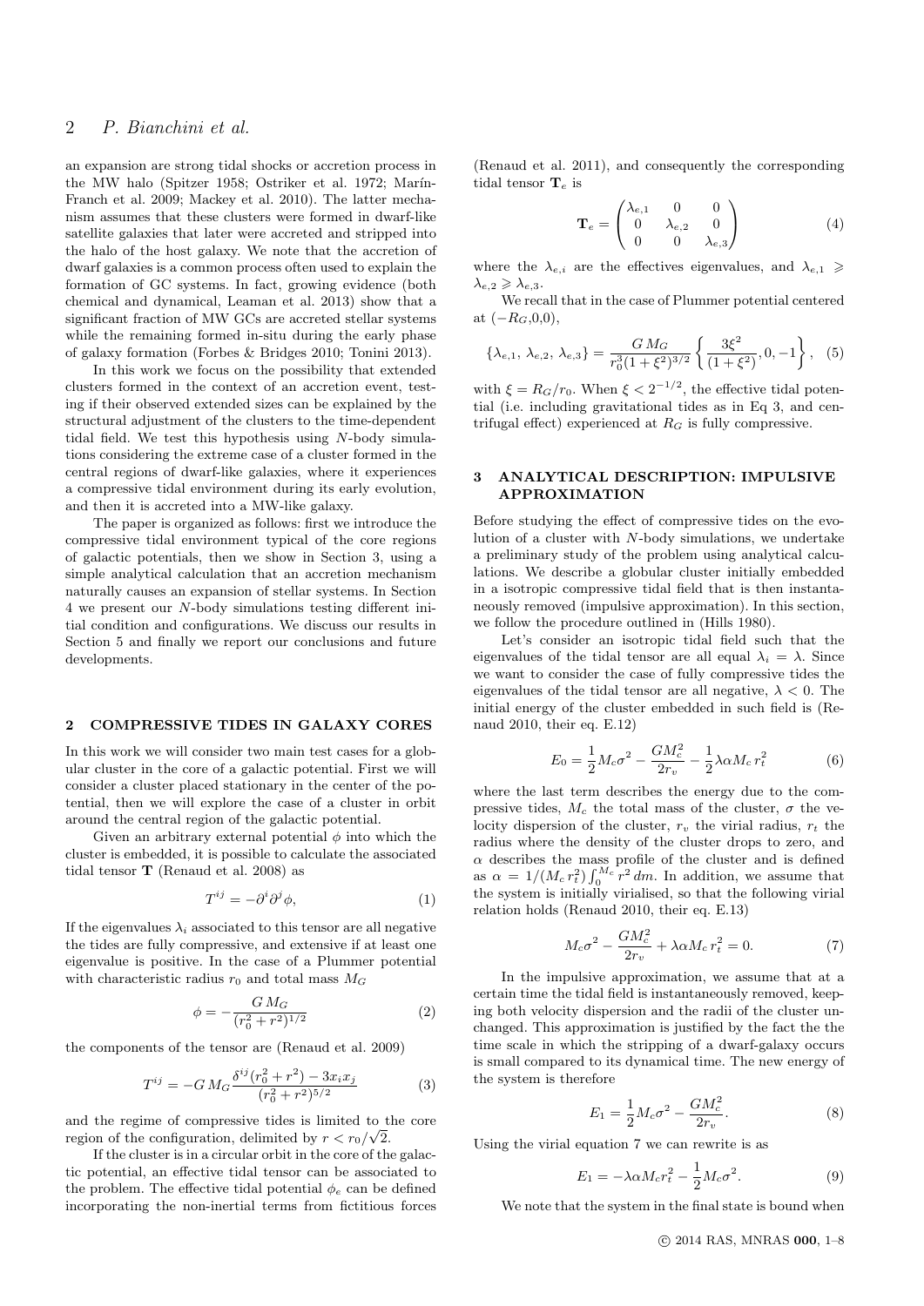an expansion are strong tidal shocks or accretion process in the MW halo (Spitzer 1958; Ostriker et al. 1972; Marín-Franch et al. 2009; Mackey et al. 2010). The latter mechanism assumes that these clusters were formed in dwarf-like satellite galaxies that later were accreted and stripped into the halo of the host galaxy. We note that the accretion of dwarf galaxies is a common process often used to explain the formation of GC systems. In fact, growing evidence (both chemical and dynamical, Leaman et al. 2013) show that a significant fraction of MW GCs are accreted stellar systems while the remaining formed in-situ during the early phase of galaxy formation (Forbes & Bridges 2010; Tonini 2013).

In this work we focus on the possibility that extended clusters formed in the context of an accretion event, testing if their observed extended sizes can be explained by the structural adjustment of the clusters to the time-dependent tidal field. We test this hypothesis using $N$-body simulations considering the extreme case of a cluster formed in the central regions of dwarf-like galaxies, where it experiences a compressive tidal environment during its early evolution, and then it is accreted into a MW-like galaxy.

The paper is organized as follows: first we introduce the compressive tidal environment typical of the core regions of galactic potentials, then we show in Section 3, using a simple analytical calculation that an accretion mechanism naturally causes an expansion of stellar systems. In Section 4 we present our $N$-body simulations testing different initial condition and configurations. We discuss our results in Section 5 and finally we report our conclusions and future developments.

## 2 COMPRESSIVE TIDES IN GALAXY CORES

In this work we will consider two main test cases for a globular cluster in the core of a galactic potential. First we will consider a cluster placed stationary in the center of the potential, then we will explore the case of a cluster in orbit around the central region of the galactic potential.

Given an arbitrary external potential $\phi$ into which the cluster is embedded, it is possible to calculate the associated tidal tensor $\mathbf{T}$ (Renaud et al. 2008) as

$$T^{ij} = -\partial^i \partial^j \phi, \tag{1}$$

If the eigenvalues $\lambda_i$ associated to this tensor are all negative the tides are fully compressive, and extensive if at least one eigenvalue is positive. In the case of a Plummer potential with characteristic radius $r_0$ and total mass $M_G$

$$\phi = -\frac{G\,M_G}{(r_0^2 + r^2)^{1/2}} \tag{2}$$

the components of the tensor are (Renaud et al. 2009)

$$T^{ij} = -G\,M_G \frac{\delta^{ij}(r_0^2 + r^2) - 3x_i x_j}{(r_0^2 + r^2)^{5/2}} \tag{3}$$

and the regime of compressive tides is limited to the core region of the configuration, delimited by $r < r_0/\sqrt{2}$.

If the cluster is in a circular orbit in the core of the galactic potential, an effective tidal tensor can be associated to the problem. The effective tidal potential $\phi_e$ can be defined incorporating the non-inertial terms from fictitious forces (Renaud et al. 2011), and consequently the corresponding tidal tensor $\mathbf{T}_e$ is

$$\mathbf{T}_e = \begin{pmatrix} \lambda_{e,1} & 0 & 0 \\ 0 & \lambda_{e,2} & 0 \\ 0 & 0 & \lambda_{e,3} \end{pmatrix} \tag{4}$$

where the $\lambda_{e,i}$ are the effectives eigenvalues, and $\lambda_{e,1} \geqslant \lambda_{e,2} \geqslant \lambda_{e,3}$.

We recall that in the case of Plummer potential centered at $(-R_G,0,0)$,

$$\{\lambda_{e,1},\,\lambda_{e,2},\,\lambda_{e,3}\} = \frac{G\,M_G}{r_0^3(1+\xi^2)^{3/2}} \left\{ \frac{3\xi^2}{(1+\xi^2)}, 0, -1 \right\}, \tag{5}$$

with $\xi = R_G/r_0$. When $\xi < 2^{-1/2}$, the effective tidal potential (i.e. including gravitational tides as in Eq 3, and centrifugal effect) experienced at $R_G$ is fully compressive.

## 3 ANALYTICAL DESCRIPTION: IMPULSIVE APPROXIMATION

Before studying the effect of compressive tides on the evolution of a cluster with $N$-body simulations, we undertake a preliminary study of the problem using analytical calculations. We describe a globular cluster initially embedded in a isotropic compressive tidal field that is then instantaneously removed (impulsive approximation). In this section, we follow the procedure outlined in (Hills 1980).

Let's consider an isotropic tidal field such that the eigenvalues of the tidal tensor are all equal $\lambda_i = \lambda$. Since we want to consider the case of fully compressive tides the eigenvalues of the tidal tensor are all negative, $\lambda < 0$. The initial energy of the cluster embedded in such field is (Renaud 2010, their eq. E.12)

$$E_0 = \frac{1}{2} M_c \sigma^2 - \frac{G M_c^2}{2 r_v} - \frac{1}{2} \lambda \alpha M_c\, r_t^2 \tag{6}$$

where the last term describes the energy due to the compressive tides, $M_c$ the total mass of the cluster, $\sigma$ the velocity dispersion of the cluster, $r_v$ the virial radius, $r_t$ the radius where the density of the cluster drops to zero, and $\alpha$ describes the mass profile of the cluster and is defined as $\alpha = 1/(M_c\, r_t^2) \int_0^{M_c} r^2\, dm$. In addition, we assume that the system is initially virialised, so that the following virial relation holds (Renaud 2010, their eq. E.13)

$$M_c \sigma^2 - \frac{G M_c^2}{2 r_v} + \lambda \alpha M_c\, r_t^2 = 0. \tag{7}$$

In the impulsive approximation, we assume that at a certain time the tidal field is instantaneously removed, keeping both velocity dispersion and the radii of the cluster unchanged. This approximation is justified by the fact the the time scale in which the stripping of a dwarf-galaxy occurs is small compared to its dynamical time. The new energy of the system is therefore

$$E_1 = \frac{1}{2} M_c \sigma^2 - \frac{G M_c^2}{2 r_v}. \tag{8}$$

Using the virial equation 7 we can rewrite is as

$$E_1 = -\lambda \alpha M_c r_t^2 - \frac{1}{2} M_c \sigma^2. \tag{9}$$

We note that the system in the final state is bound when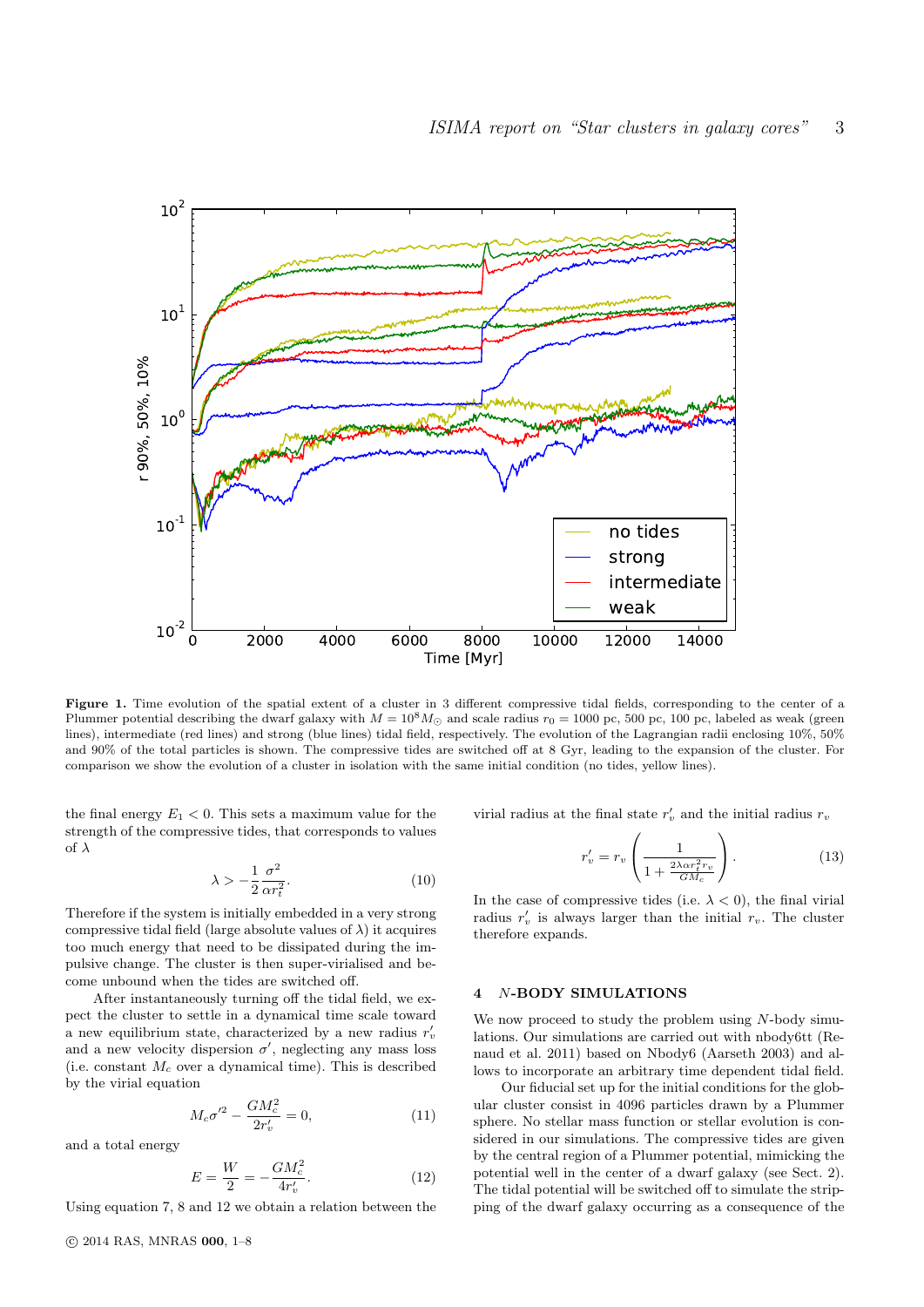**Figure 1.** Time evolution of the spatial extent of a cluster in 3 different compressive tidal fields, corresponding to the center of a Plummer potential describing the dwarf galaxy with $M = 10^8 M_\odot$ and scale radius $r_0 = 1000$ pc, 500 pc, 100 pc, labeled as weak (green lines), intermediate (red lines) and strong (blue lines) tidal field, respectively. The evolution of the Lagrangian radii enclosing 10%, 50% and 90% of the total particles is shown. The compressive tides are switched off at 8 Gyr, leading to the expansion of the cluster. For comparison we show the evolution of a cluster in isolation with the same initial condition (no tides, yellow lines).

the final energy $E_1 < 0$. This sets a maximum value for the strength of the compressive tides, that corresponds to values of $\lambda$

$$\lambda > -\frac{1}{2}\frac{\sigma^2}{\alpha r_t^2}. \tag{10}$$

Therefore if the system is initially embedded in a very strong compressive tidal field (large absolute values of $\lambda$) it acquires too much energy that need to be dissipated during the impulsive change. The cluster is then super-virialised and become unbound when the tides are switched off.

After instantaneously turning off the tidal field, we expect the cluster to settle in a dynamical time scale toward a new equilibrium state, characterized by a new radius $r_v'$ and a new velocity dispersion $\sigma'$, neglecting any mass loss (i.e. constant $M_c$ over a dynamical time). This is described by the virial equation

$$M_c \sigma'^2 - \frac{G M_c^2}{2 r_v'} = 0, \tag{11}$$

and a total energy

$$E = \frac{W}{2} = -\frac{G M_c^2}{4 r_v'}. \tag{12}$$

Using equation 7, 8 and 12 we obtain a relation between the virial radius at the final state $r_v'$ and the initial radius $r_v$

$$r_v' = r_v \left( \frac{1}{1 + \frac{2\lambda\alpha r_t^2 r_v}{G M_c}} \right). \tag{13}$$

In the case of compressive tides (i.e. $\lambda < 0$), the final virial radius $r_v'$ is always larger than the initial $r_v$. The cluster therefore expands.

## 4 *N*-BODY SIMULATIONS

We now proceed to study the problem using $N$-body simulations. Our simulations are carried out with nbody6tt (Renaud et al. 2011) based on Nbody6 (Aarseth 2003) and allows to incorporate an arbitrary time dependent tidal field.

Our fiducial set up for the initial conditions for the globular cluster consist in 4096 particles drawn by a Plummer sphere. No stellar mass function or stellar evolution is considered in our simulations. The compressive tides are given by the central region of a Plummer potential, mimicking the potential well in the center of a dwarf galaxy (see Sect. 2). The tidal potential will be switched off to simulate the stripping of the dwarf galaxy occurring as a consequence of the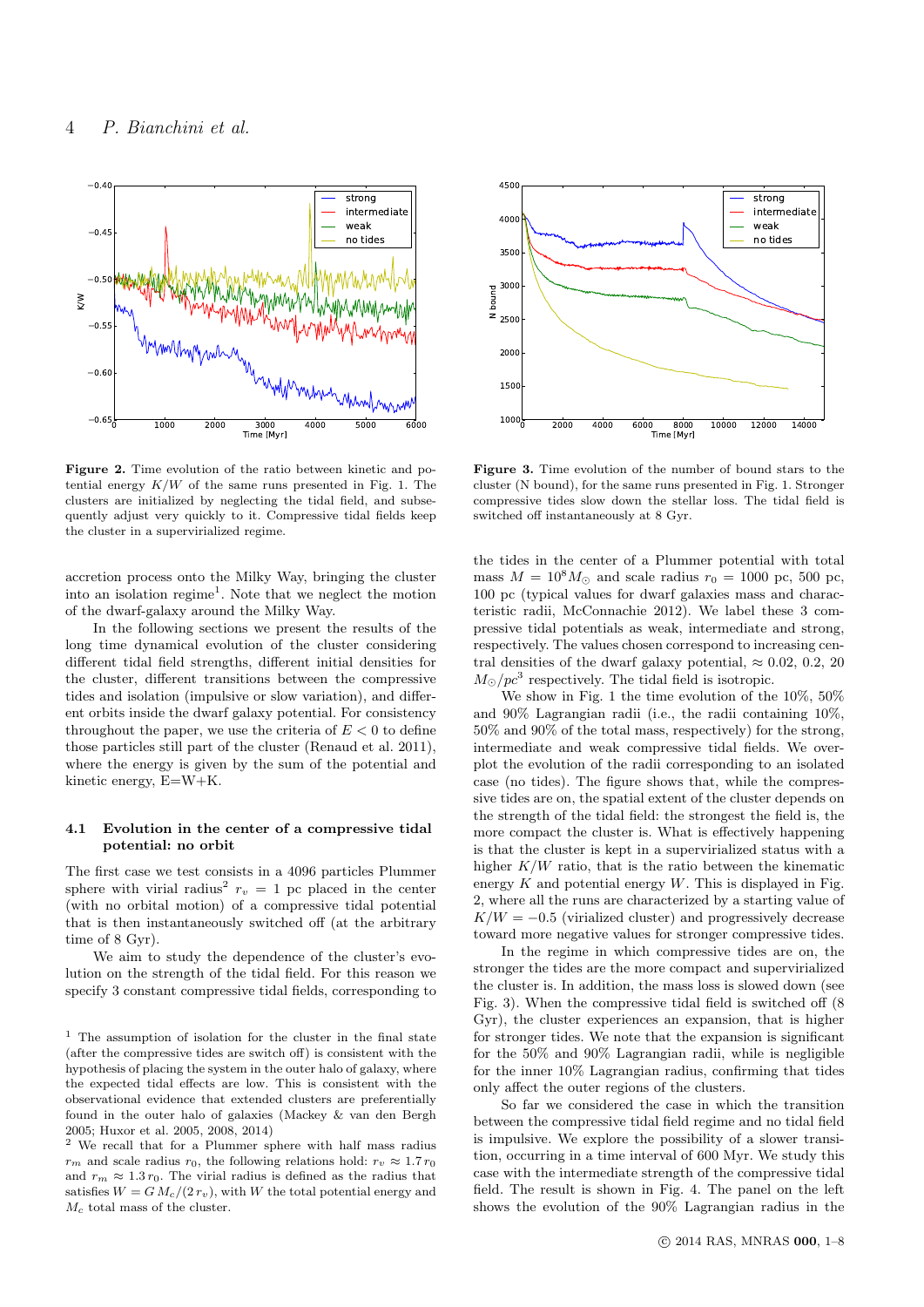Figure 2. Time evolution of the ratio between kinetic and potential energy $K/W$ of the same runs presented in Fig. 1. The clusters are initialized by neglecting the tidal field, and subsequently adjust very quickly to it. Compressive tidal fields keep the cluster in a supervirialized regime.

Figure 3. Time evolution of the number of bound stars to the cluster (N bound), for the same runs presented in Fig. 1. Stronger compressive tides slow down the stellar loss. The tidal field is switched off instantaneously at 8 Gyr.

accretion process onto the Milky Way, bringing the cluster into an isolation regime[1]. Note that we neglect the motion of the dwarf-galaxy around the Milky Way.

In the following sections we present the results of the long time dynamical evolution of the cluster considering different tidal field strengths, different initial densities for the cluster, different transitions between the compressive tides and isolation (impulsive or slow variation), and different orbits inside the dwarf galaxy potential. For consistency throughout the paper, we use the criteria of $E < 0$ to define those particles still part of the cluster (Renaud et al. 2011), where the energy is given by the sum of the potential and kinetic energy, E=W+K.

### 4.1 Evolution in the center of a compressive tidal potential: no orbit

The first case we test consists in a 4096 particles Plummer sphere with virial radius[2] $r_v = 1$ pc placed in the center (with no orbital motion) of a compressive tidal potential that is then instantaneously switched off (at the arbitrary time of 8 Gyr).

We aim to study the dependence of the cluster's evolution on the strength of the tidal field. For this reason we specify 3 constant compressive tidal fields, corresponding to the tides in the center of a Plummer potential with total mass $M = 10^8 M_\odot$ and scale radius $r_0 = 1000$ pc, 500 pc, 100 pc (typical values for dwarf galaxies mass and characteristic radii, McConnachie 2012). We label these 3 compressive tidal potentials as weak, intermediate and strong, respectively. The values chosen correspond to increasing central densities of the dwarf galaxy potential, $\approx 0.02$, 0.2, 20 $M_\odot/pc^3$ respectively. The tidal field is isotropic.

We show in Fig. 1 the time evolution of the 10%, 50% and 90% Lagrangian radii (i.e., the radii containing 10%, 50% and 90% of the total mass, respectively) for the strong, intermediate and weak compressive tidal fields. We overplot the evolution of the radii corresponding to an isolated case (no tides). The figure shows that, while the compressive tides are on, the spatial extent of the cluster depends on the strength of the tidal field: the strongest the field is, the more compact the cluster is. What is effectively happening is that the cluster is kept in a supervirialized status with a higher $K/W$ ratio, that is the ratio between the kinematic energy $K$ and potential energy $W$. This is displayed in Fig. 2, where all the runs are characterized by a starting value of $K/W = -0.5$ (virialized cluster) and progressively decrease toward more negative values for stronger compressive tides.

In the regime in which compressive tides are on, the stronger the tides are the more compact and supervirialized the cluster is. In addition, the mass loss is slowed down (see Fig. 3). When the compressive tidal field is switched off (8 Gyr), the cluster experiences an expansion, that is higher for stronger tides. We note that the expansion is significant for the 50% and 90% Lagrangian radii, while is negligible for the inner 10% Lagrangian radius, confirming that tides only affect the outer regions of the clusters.

So far we considered the case in which the transition between the compressive tidal field regime and no tidal field is impulsive. We explore the possibility of a slower transition, occurring in a time interval of 600 Myr. We study this case with the intermediate strength of the compressive tidal field. The result is shown in Fig. 4. The panel on the left shows the evolution of the 90% Lagrangian radius in the

[1] The assumption of isolation for the cluster in the final state (after the compressive tides are switch off) is consistent with the hypothesis of placing the system in the outer halo of galaxy, where the expected tidal effects are low. This is consistent with the observational evidence that extended clusters are preferentially found in the outer halo of galaxies (Mackey & van den Bergh 2005; Huxor et al. 2005, 2008, 2014)

[2] We recall that for a Plummer sphere with half mass radius $r_m$ and scale radius $r_0$, the following relations hold: $r_v \approx 1.7\, r_0$ and $r_m \approx 1.3\, r_0$. The virial radius is defined as the radius that satisfies $W = G\, M_c/(2\, r_v)$, with $W$ the total potential energy and $M_c$ total mass of the cluster.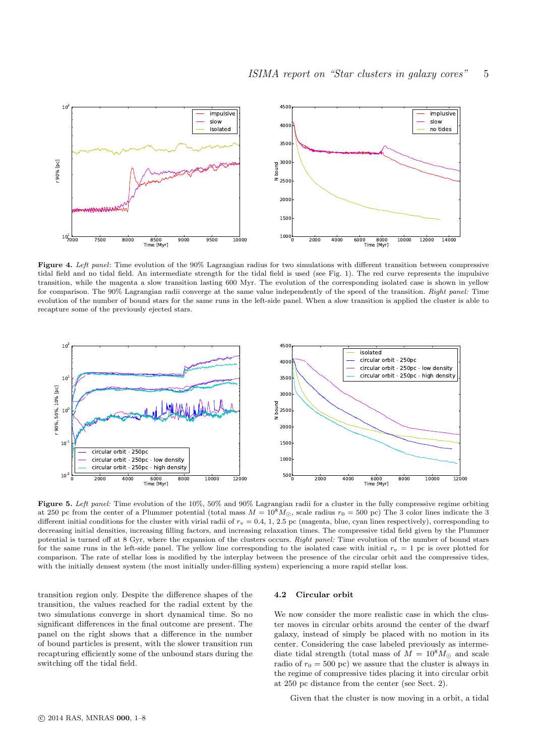**Figure 4.** *Left panel*: Time evolution of the 90% Lagrangian radius for two simulations with different transition between compressive tidal field and no tidal field. An intermediate strength for the tidal field is used (see Fig. 1). The red curve represents the impulsive transition, while the magenta a slow transition lasting 600 Myr. The evolution of the corresponding isolated case is shown in yellow for comparison. The 90% Lagrangian radii converge at the same value independently of the speed of the transition. *Right panel:* Time evolution of the number of bound stars for the same runs in the left-side panel. When a slow transition is applied the cluster is able to recapture some of the previously ejected stars.

**Figure 5.** *Left panel:* Time evolution of the 10%, 50% and 90% Lagrangian radii for a cluster in the fully compressive regime orbiting at 250 pc from the center of a Plummer potential (total mass $M = 10^8 M_\odot$, scale radius $r_0 = 500$ pc) The 3 color lines indicate the 3 different initial conditions for the cluster with virial radii of $r_v = 0.4$, 1, 2.5 pc (magenta, blue, cyan lines respectively), corresponding to decreasing initial densities, increasing filling factors, and increasing relaxation times. The compressive tidal field given by the Plummer potential is turned off at 8 Gyr, where the expansion of the clusters occurs. *Right panel:* Time evolution of the number of bound stars for the same runs in the left-side panel. The yellow line corresponding to the isolated case with initial $r_v = 1$ pc is over plotted for comparison. The rate of stellar loss is modified by the interplay between the presence of the circular orbit and the compressive tides, with the initially densest system (the most initially under-filling system) experiencing a more rapid stellar loss.

transition region only. Despite the difference shapes of the transition, the values reached for the radial extent by the two simulations converge in short dynamical time. So no significant differences in the final outcome are present. The panel on the right shows that a difference in the number of bound particles is present, with the slower transition run recapturing efficiently some of the unbound stars during the switching off the tidal field.

### 4.2 Circular orbit

We now consider the more realistic case in which the cluster moves in circular orbits around the center of the dwarf galaxy, instead of simply be placed with no motion in its center. Considering the case labeled previously as intermediate tidal strength (total mass of $M = 10^8 M_\odot$ and scale radio of $r_0 = 500$ pc) we assure that the cluster is always in the regime of compressive tides placing it into circular orbit at 250 pc distance from the center (see Sect. 2).

Given that the cluster is now moving in a orbit, a tidal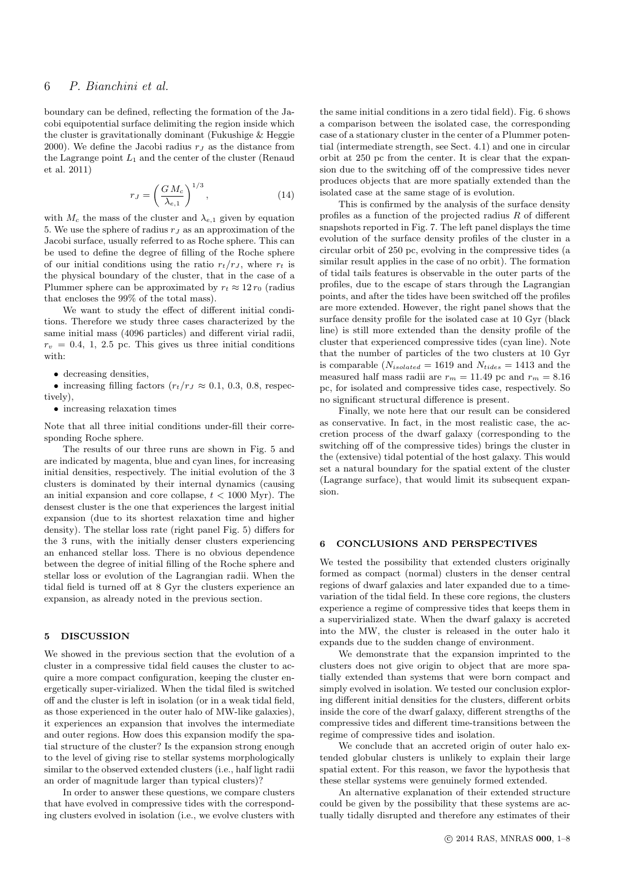boundary can be defined, reflecting the formation of the Jacobi equipotential surface delimiting the region inside which the cluster is gravitationally dominant (Fukushige & Heggie 2000). We define the Jacobi radius $r_J$ as the distance from the Lagrange point $L_1$ and the center of the cluster (Renaud et al. 2011)

$$r_J = \left(\frac{G\,M_c}{\lambda_{e,1}}\right)^{1/3}, \tag{14}$$

with $M_c$ the mass of the cluster and $\lambda_{e,1}$ given by equation 5. We use the sphere of radius $r_J$ as an approximation of the Jacobi surface, usually referred to as Roche sphere. This can be used to define the degree of filling of the Roche sphere of our initial conditions using the ratio $r_t/r_J$, where $r_t$ is the physical boundary of the cluster, that in the case of a Plummer sphere can be approximated by $r_t \approx 12\,r_0$ (radius that encloses the 99% of the total mass).

We want to study the effect of different initial conditions. Therefore we study three cases characterized by the same initial mass (4096 particles) and different virial radii, $r_v = 0.4$, 1, 2.5 pc. This gives us three initial conditions with:

- decreasing densities,
- increasing filling factors ($r_t/r_J \approx 0.1$, 0.3, 0.8, respectively),
- increasing relaxation times

Note that all three initial conditions under-fill their corresponding Roche sphere.

The results of our three runs are shown in Fig. 5 and are indicated by magenta, blue and cyan lines, for increasing initial densities, respectively. The initial evolution of the 3 clusters is dominated by their internal dynamics (causing an initial expansion and core collapse, $t < 1000$ Myr). The densest cluster is the one that experiences the largest initial expansion (due to its shortest relaxation time and higher density). The stellar loss rate (right panel Fig. 5) differs for the 3 runs, with the initially denser clusters experiencing an enhanced stellar loss. There is no obvious dependence between the degree of initial filling of the Roche sphere and stellar loss or evolution of the Lagrangian radii. When the tidal field is turned off at 8 Gyr the clusters experience an expansion, as already noted in the previous section.

## 5 DISCUSSION

We showed in the previous section that the evolution of a cluster in a compressive tidal field causes the cluster to acquire a more compact configuration, keeping the cluster energetically super-virialized. When the tidal filed is switched off and the cluster is left in isolation (or in a weak tidal field, as those experienced in the outer halo of MW-like galaxies), it experiences an expansion that involves the intermediate and outer regions. How does this expansion modify the spatial structure of the cluster? Is the expansion strong enough to the level of giving rise to stellar systems morphologically similar to the observed extended clusters (i.e., half light radii an order of magnitude larger than typical clusters)?

In order to answer these questions, we compare clusters that have evolved in compressive tides with the corresponding clusters evolved in isolation (i.e., we evolve clusters with the same initial conditions in a zero tidal field). Fig. 6 shows a comparison between the isolated case, the corresponding case of a stationary cluster in the center of a Plummer potential (intermediate strength, see Sect. 4.1) and one in circular orbit at 250 pc from the center. It is clear that the expansion due to the switching off of the compressive tides never produces objects that are more spatially extended than the isolated case at the same stage of is evolution.

This is confirmed by the analysis of the surface density profiles as a function of the projected radius $R$ of different snapshots reported in Fig. 7. The left panel displays the time evolution of the surface density profiles of the cluster in a circular orbit of 250 pc, evolving in the compressive tides (a similar result applies in the case of no orbit). The formation of tidal tails features is observable in the outer parts of the profiles, due to the escape of stars through the Lagrangian points, and after the tides have been switched off the profiles are more extended. However, the right panel shows that the surface density profile for the isolated case at 10 Gyr (black line) is still more extended than the density profile of the cluster that experienced compressive tides (cyan line). Note that the number of particles of the two clusters at 10 Gyr is comparable ($N_{isolated} = 1619$ and $N_{tides} = 1413$ and the measured half mass radii are $r_m = 11.49$ pc and $r_m = 8.16$ pc, for isolated and compressive tides case, respectively. So no significant structural difference is present.

Finally, we note here that our result can be considered as conservative. In fact, in the most realistic case, the accretion process of the dwarf galaxy (corresponding to the switching off of the compressive tides) brings the cluster in the (extensive) tidal potential of the host galaxy. This would set a natural boundary for the spatial extent of the cluster (Lagrange surface), that would limit its subsequent expansion.

## 6 CONCLUSIONS AND PERSPECTIVES

We tested the possibility that extended clusters originally formed as compact (normal) clusters in the denser central regions of dwarf galaxies and later expanded due to a time-variation of the tidal field. In these core regions, the clusters experience a regime of compressive tides that keeps them in a supervirialized state. When the dwarf galaxy is accreted into the MW, the cluster is released in the outer halo it expands due to the sudden change of environment.

We demonstrate that the expansion imprinted to the clusters does not give origin to object that are more spatially extended than systems that were born compact and simply evolved in isolation. We tested our conclusion exploring different initial densities for the clusters, different orbits inside the core of the dwarf galaxy, different strengths of the compressive tides and different time-transitions between the regime of compressive tides and isolation.

We conclude that an accreted origin of outer halo extended globular clusters is unlikely to explain their large spatial extent. For this reason, we favor the hypothesis that these stellar systems were genuinely formed extended.

An alternative explanation of their extended structure could be given by the possibility that these systems are actually tidally disrupted and therefore any estimates of their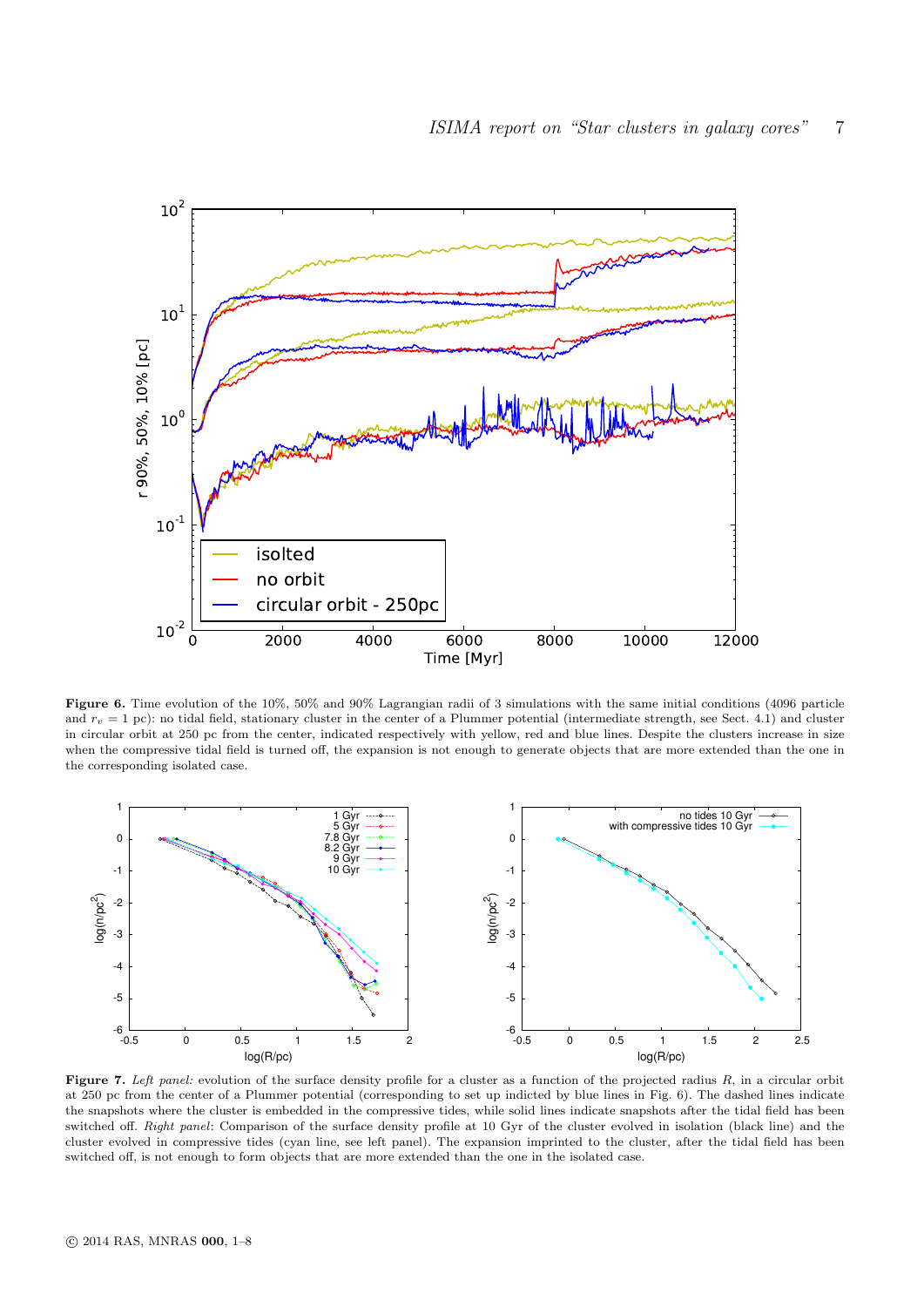**Figure 6.** *Time evolution of the 10%, 50% and 90% Lagrangian radii of 3 simulations with the same initial conditions (4096 particle and* $r_v = 1$ *pc): no tidal field, stationary cluster in the center of a Plummer potential (intermediate strength, see Sect. 4.1) and cluster in circular orbit at 250 pc from the center, indicated respectively with yellow, red and blue lines. Despite the clusters increase in size when the compressive tidal field is turned off, the expansion is not enough to generate objects that are more extended than the one in the corresponding isolated case.*

**Figure 7.** *Left panel:* evolution of the surface density profile for a cluster as a function of the projected radius $R$, in a circular orbit at 250 pc from the center of a Plummer potential (corresponding to set up indicted by blue lines in Fig. 6). The dashed lines indicate the snapshots where the cluster is embedded in the compressive tides, while solid lines indicate snapshots after the tidal field has been switched off. *Right panel*: Comparison of the surface density profile at 10 Gyr of the cluster evolved in isolation (black line) and the cluster evolved in compressive tides (cyan line, see left panel). The expansion imprinted to the cluster, after the tidal field has been switched off, is not enough to form objects that are more extended than the one in the isolated case.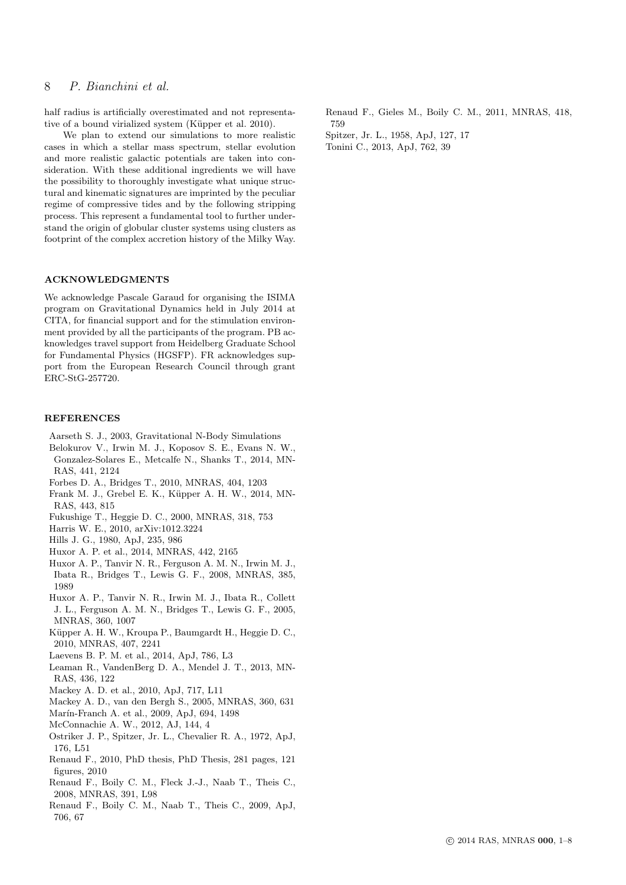half radius is artificially overestimated and not representative of a bound virialized system (Küpper et al. 2010).

We plan to extend our simulations to more realistic cases in which a stellar mass spectrum, stellar evolution and more realistic galactic potentials are taken into consideration. With these additional ingredients we will have the possibility to thoroughly investigate what unique structural and kinematic signatures are imprinted by the peculiar regime of compressive tides and by the following stripping process. This represent a fundamental tool to further understand the origin of globular cluster systems using clusters as footprint of the complex accretion history of the Milky Way.

## ACKNOWLEDGMENTS

We acknowledge Pascale Garaud for organising the ISIMA program on Gravitational Dynamics held in July 2014 at CITA, for financial support and for the stimulation environment provided by all the participants of the program. PB acknowledges travel support from Heidelberg Graduate School for Fundamental Physics (HGSFP). FR acknowledges support from the European Research Council through grant ERC-StG-257720.

## REFERENCES

Aarseth S. J., 2003, Gravitational N-Body Simulations

Belokurov V., Irwin M. J., Koposov S. E., Evans N. W., Gonzalez-Solares E., Metcalfe N., Shanks T., 2014, MNRAS, 441, 2124

Forbes D. A., Bridges T., 2010, MNRAS, 404, 1203

Frank M. J., Grebel E. K., Küpper A. H. W., 2014, MNRAS, 443, 815

Fukushige T., Heggie D. C., 2000, MNRAS, 318, 753

Harris W. E., 2010, arXiv:1012.3224

Hills J. G., 1980, ApJ, 235, 986

Huxor A. P. et al., 2014, MNRAS, 442, 2165

Huxor A. P., Tanvir N. R., Ferguson A. M. N., Irwin M. J., Ibata R., Bridges T., Lewis G. F., 2008, MNRAS, 385, 1989

Huxor A. P., Tanvir N. R., Irwin M. J., Ibata R., Collett J. L., Ferguson A. M. N., Bridges T., Lewis G. F., 2005, MNRAS, 360, 1007

Küpper A. H. W., Kroupa P., Baumgardt H., Heggie D. C., 2010, MNRAS, 407, 2241

Laevens B. P. M. et al., 2014, ApJ, 786, L3

Leaman R., VandenBerg D. A., Mendel J. T., 2013, MNRAS, 436, 122

Mackey A. D. et al., 2010, ApJ, 717, L11

Mackey A. D., van den Bergh S., 2005, MNRAS, 360, 631

Marín-Franch A. et al., 2009, ApJ, 694, 1498

McConnachie A. W., 2012, AJ, 144, 4

Ostriker J. P., Spitzer, Jr. L., Chevalier R. A., 1972, ApJ, 176, L51

Renaud F., 2010, PhD thesis, PhD Thesis, 281 pages, 121 figures, 2010

Renaud F., Boily C. M., Fleck J.-J., Naab T., Theis C., 2008, MNRAS, 391, L98

Renaud F., Boily C. M., Naab T., Theis C., 2009, ApJ, 706, 67

Renaud F., Gieles M., Boily C. M., 2011, MNRAS, 418, 759

Spitzer, Jr. L., 1958, ApJ, 127, 17

Tonini C., 2013, ApJ, 762, 39